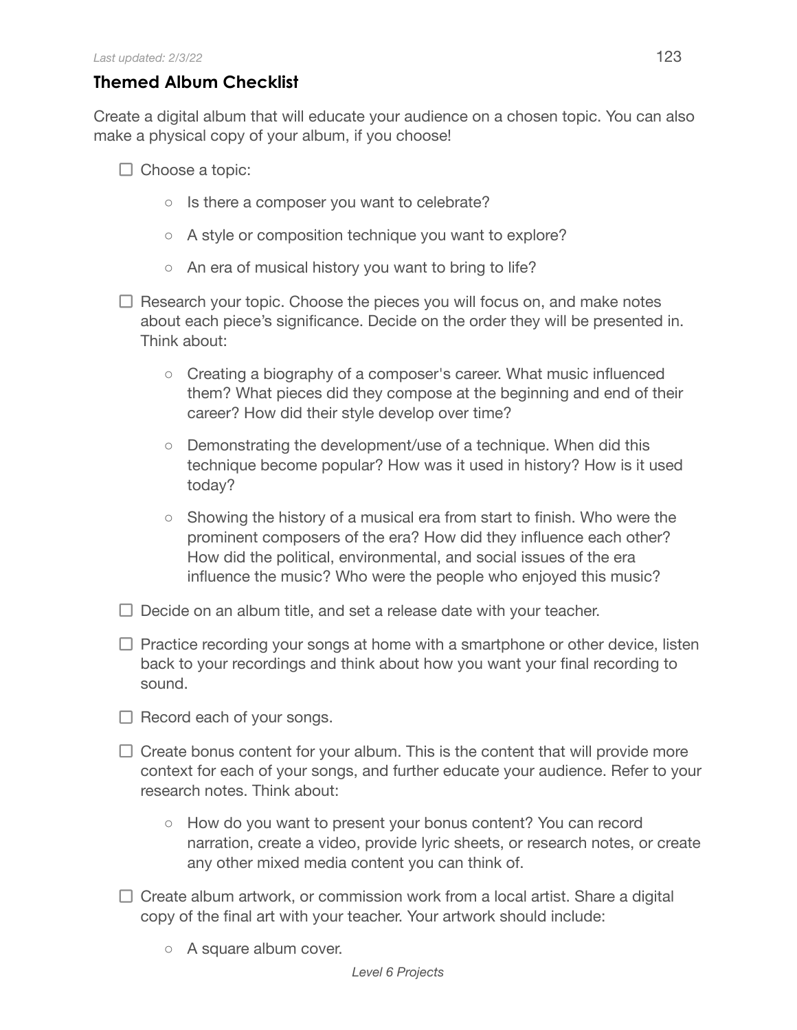## Themed Album Checklist

Create a digital album that will educate your audience on a chosen topic. You can also make a physical copy of your album, if you choose!

- [ ] Choose a topic:
    - Is there a composer you want to celebrate?
    - A style or composition technique you want to explore?
    - An era of musical history you want to bring to life?
- [ ] Research your topic. Choose the pieces you will focus on, and make notes about each piece's significance. Decide on the order they will be presented in. Think about:
    - Creating a biography of a composer's career. What music influenced them? What pieces did they compose at the beginning and end of their career? How did their style develop over time?
    - Demonstrating the development/use of a technique. When did this technique become popular? How was it used in history? How is it used today?
    - Showing the history of a musical era from start to finish. Who were the prominent composers of the era? How did they influence each other? How did the political, environmental, and social issues of the era influence the music? Who were the people who enjoyed this music?
- [ ] Decide on an album title, and set a release date with your teacher.
- [ ] Practice recording your songs at home with a smartphone or other device, listen back to your recordings and think about how you want your final recording to sound.
- [ ] Record each of your songs.
- [ ] Create bonus content for your album. This is the content that will provide more context for each of your songs, and further educate your audience. Refer to your research notes. Think about:
    - How do you want to present your bonus content? You can record narration, create a video, provide lyric sheets, or research notes, or create any other mixed media content you can think of.
- [ ] Create album artwork, or commission work from a local artist. Share a digital copy of the final art with your teacher. Your artwork should include:
    - A square album cover.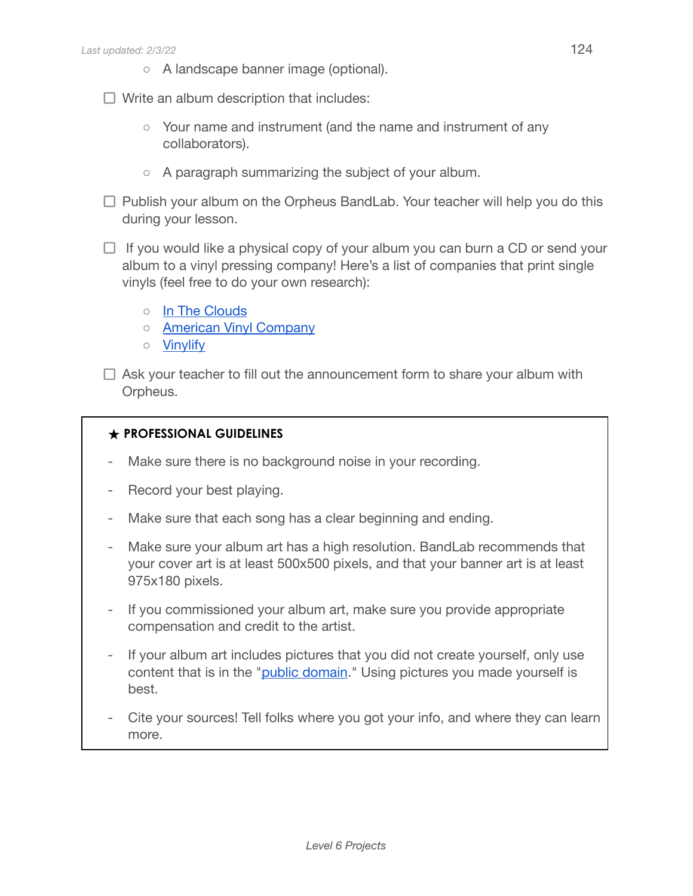- A landscape banner image (optional).

- [ ] Write an album description that includes:
  - Your name and instrument (and the name and instrument of any collaborators).
  - A paragraph summarizing the subject of your album.

- [ ] Publish your album on the Orpheus BandLab. Your teacher will help you do this during your lesson.

- [ ] If you would like a physical copy of your album you can burn a CD or send your album to a vinyl pressing company! Here's a list of companies that print single vinyls (feel free to do your own research):
  - In The Clouds
  - American Vinyl Company
  - Vinylify

- [ ] Ask your teacher to fill out the announcement form to share your album with Orpheus.

★ **PROFESSIONAL GUIDELINES**

- Make sure there is no background noise in your recording.
- Record your best playing.
- Make sure that each song has a clear beginning and ending.
- Make sure your album art has a high resolution. BandLab recommends that your cover art is at least 500x500 pixels, and that your banner art is at least 975x180 pixels.
- If you commissioned your album art, make sure you provide appropriate compensation and credit to the artist.
- If your album art includes pictures that you did not create yourself, only use content that is in the "public domain." Using pictures you made yourself is best.
- Cite your sources! Tell folks where you got your info, and where they can learn more.